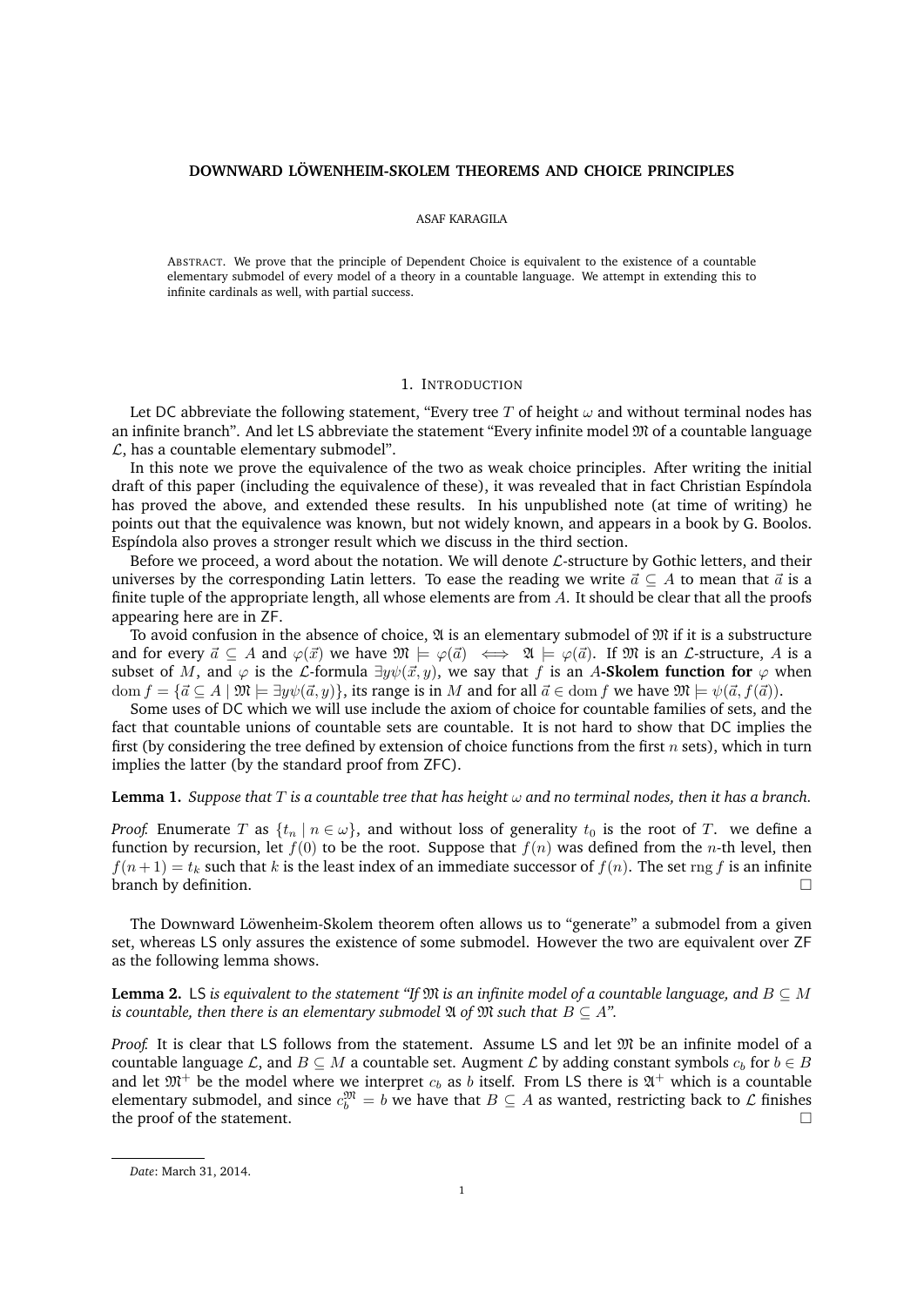# DOWNWARD LÖWENHEIM-SKOLEM THEOREMS AND CHOICE PRINCIPLES

ASAF KARAGILA

ABSTRACT. We prove that the principle of Dependent Choice is equivalent to the existence of a countable elementary submodel of every model of a theory in a countable language. We attempt in extending this to infinite cardinals as well, with partial success.

## 1. INTRODUCTION

Let DC abbreviate the following statement, "Every tree $T$ of height $\omega$ and without terminal nodes has an infinite branch". And let LS abbreviate the statement "Every infinite model $\mathfrak{M}$ of a countable language $\mathcal{L}$, has a countable elementary submodel".

In this note we prove the equivalence of the two as weak choice principles. After writing the initial draft of this paper (including the equivalence of these), it was revealed that in fact Christian Espíndola has proved the above, and extended these results. In his unpublished note (at time of writing) he points out that the equivalence was known, but not widely known, and appears in a book by G. Boolos. Espíndola also proves a stronger result which we discuss in the third section.

Before we proceed, a word about the notation. We will denote $\mathcal{L}$-structure by Gothic letters, and their universes by the corresponding Latin letters. To ease the reading we write $\vec{a} \subseteq A$ to mean that $\vec{a}$ is a finite tuple of the appropriate length, all whose elements are from $A$. It should be clear that all the proofs appearing here are in ZF.

To avoid confusion in the absence of choice, $\mathfrak{A}$ is an elementary submodel of $\mathfrak{M}$ if it is a substructure and for every $\vec{a} \subseteq A$ and $\varphi(\vec{x})$ we have $\mathfrak{M} \models \varphi(\vec{a}) \iff \mathfrak{A} \models \varphi(\vec{a})$. If $\mathfrak{M}$ is an $\mathcal{L}$-structure, $A$ is a subset of $M$, and $\varphi$ is the $\mathcal{L}$-formula $\exists y \psi(\vec{x}, y)$, we say that $f$ is an **$A$-Skolem function for** $\varphi$ when $\operatorname{dom} f = \{\vec{a} \subseteq A \mid \mathfrak{M} \models \exists y \psi(\vec{a}, y)\}$, its range is in $M$ and for all $\vec{a} \in \operatorname{dom} f$ we have $\mathfrak{M} \models \psi(\vec{a}, f(\vec{a}))$.

Some uses of DC which we will use include the axiom of choice for countable families of sets, and the fact that countable unions of countable sets are countable. It is not hard to show that DC implies the first (by considering the tree defined by extension of choice functions from the first $n$ sets), which in turn implies the latter (by the standard proof from ZFC).

**Lemma 1.** *Suppose that $T$ is a countable tree that has height $\omega$ and no terminal nodes, then it has a branch.*

*Proof.* Enumerate $T$ as $\{t_n \mid n \in \omega\}$, and without loss of generality $t_0$ is the root of $T$. we define a function by recursion, let $f(0)$ to be the root. Suppose that $f(n)$ was defined from the $n$-th level, then $f(n+1) = t_k$ such that $k$ is the least index of an immediate successor of $f(n)$. The set $\operatorname{rng} f$ is an infinite branch by definition. □

The Downward Löwenheim-Skolem theorem often allows us to "generate" a submodel from a given set, whereas LS only assures the existence of some submodel. However the two are equivalent over ZF as the following lemma shows.

**Lemma 2.** LS *is equivalent to the statement "If $\mathfrak{M}$ is an infinite model of a countable language, and $B \subseteq M$ is countable, then there is an elementary submodel $\mathfrak{A}$ of $\mathfrak{M}$ such that $B \subseteq A$".*

*Proof.* It is clear that LS follows from the statement. Assume LS and let $\mathfrak{M}$ be an infinite model of a countable language $\mathcal{L}$, and $B \subseteq M$ a countable set. Augment $\mathcal{L}$ by adding constant symbols $c_b$ for $b \in B$ and let $\mathfrak{M}^+$ be the model where we interpret $c_b$ as $b$ itself. From LS there is $\mathfrak{A}^+$ which is a countable elementary submodel, and since $c_b^{\mathfrak{M}} = b$ we have that $B \subseteq A$ as wanted, restricting back to $\mathcal{L}$ finishes the proof of the statement. □

---

*Date*: March 31, 2014.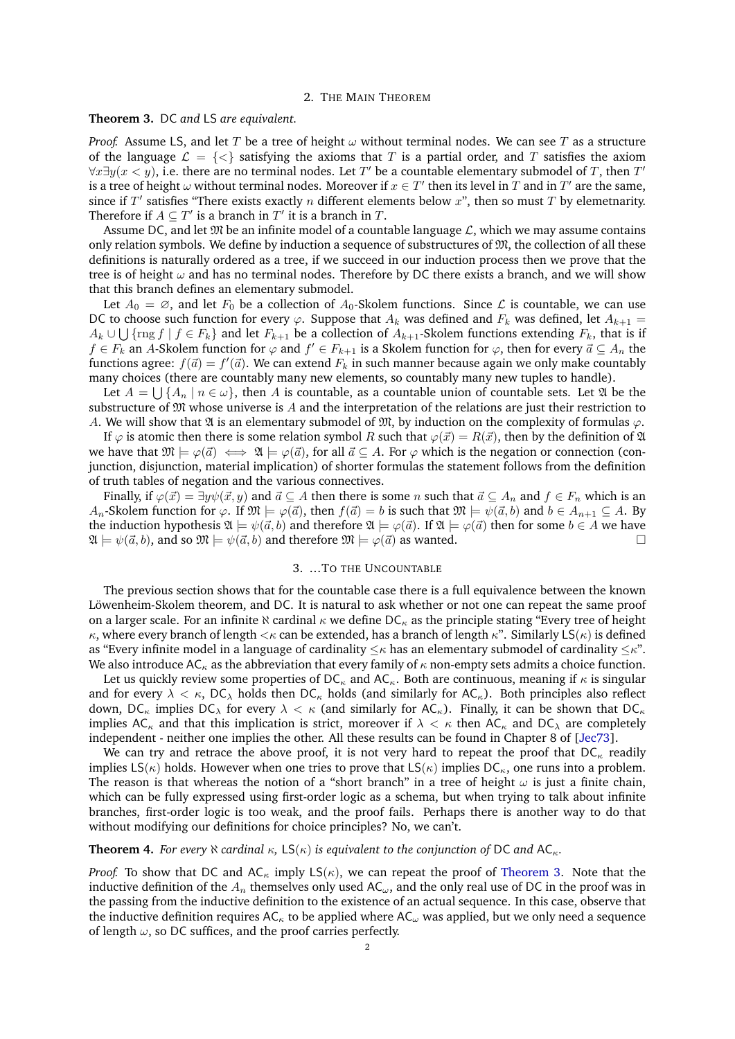## 2. The Main Theorem

**Theorem 3.** *DC and LS are equivalent.*

*Proof.* Assume LS, and let $T$ be a tree of height $\omega$ without terminal nodes. We can see $T$ as a structure of the language $\mathcal{L} = \{<\}$ satisfying the axioms that $T$ is a partial order, and $T$ satisfies the axiom $\forall x \exists y(x < y)$, i.e. there are no terminal nodes. Let $T'$ be a countable elementary submodel of $T$, then $T'$ is a tree of height $\omega$ without terminal nodes. Moreover if $x \in T'$ then its level in $T$ and in $T'$ are the same, since if $T'$ satisfies "There exists exactly $n$ different elements below $x$", then so must $T$ by elemetnarity. Therefore if $A \subseteq T'$ is a branch in $T'$ it is a branch in $T$.

Assume DC, and let $\mathfrak{M}$ be an infinite model of a countable language $\mathcal{L}$, which we may assume contains only relation symbols. We define by induction a sequence of substructures of $\mathfrak{M}$, the collection of all these definitions is naturally ordered as a tree, if we succeed in our induction process then we prove that the tree is of height $\omega$ and has no terminal nodes. Therefore by DC there exists a branch, and we will show that this branch defines an elementary submodel.

Let $A_0 = \varnothing$, and let $F_0$ be a collection of $A_0$-Skolem functions. Since $\mathcal{L}$ is countable, we can use DC to choose such function for every $\varphi$. Suppose that $A_k$ was defined and $F_k$ was defined, let $A_{k+1} = A_k \cup \bigcup \{\operatorname{rng} f \mid f \in F_k\}$ and let $F_{k+1}$ be a collection of $A_{k+1}$-Skolem functions extending $F_k$, that is if $f \in F_k$ an $A$-Skolem function for $\varphi$ and $f' \in F_{k+1}$ is a Skolem function for $\varphi$, then for every $\vec{a} \subseteq A_n$ the functions agree: $f(\vec{a}) = f'(\vec{a})$. We can extend $F_k$ in such manner because again we only make countably many choices (there are countably many new elements, so countably many new tuples to handle).

Let $A = \bigcup \{A_n \mid n \in \omega\}$, then $A$ is countable, as a countable union of countable sets. Let $\mathfrak{A}$ be the substructure of $\mathfrak{M}$ whose universe is $A$ and the interpretation of the relations are just their restriction to $A$. We will show that $\mathfrak{A}$ is an elementary submodel of $\mathfrak{M}$, by induction on the complexity of formulas $\varphi$.

If $\varphi$ is atomic then there is some relation symbol $R$ such that $\varphi(\vec{x}) = R(\vec{x})$, then by the definition of $\mathfrak{A}$ we have that $\mathfrak{M} \models \varphi(\vec{a}) \iff \mathfrak{A} \models \varphi(\vec{a})$, for all $\vec{a} \subseteq A$. For $\varphi$ which is the negation or connection (conjunction, disjunction, material implication) of shorter formulas the statement follows from the definition of truth tables of negation and the various connectives.

Finally, if $\varphi(\vec{x}) = \exists y \psi(\vec{x}, y)$ and $\vec{a} \subseteq A$ then there is some $n$ such that $\vec{a} \subseteq A_n$ and $f \in F_n$ which is an $A_n$-Skolem function for $\varphi$. If $\mathfrak{M} \models \varphi(\vec{a})$, then $f(\vec{a}) = b$ is such that $\mathfrak{M} \models \psi(\vec{a}, b)$ and $b \in A_{n+1} \subseteq A$. By the induction hypothesis $\mathfrak{A} \models \psi(\vec{a}, b)$ and therefore $\mathfrak{A} \models \varphi(\vec{a})$. If $\mathfrak{A} \models \varphi(\vec{a})$ then for some $b \in A$ we have $\mathfrak{A} \models \psi(\vec{a}, b)$, and so $\mathfrak{M} \models \psi(\vec{a}, b)$ and therefore $\mathfrak{M} \models \varphi(\vec{a})$ as wanted. □

## 3. …To the Uncountable

The previous section shows that for the countable case there is a full equivalence between the known Löwenheim-Skolem theorem, and DC. It is natural to ask whether or not one can repeat the same proof on a larger scale. For an infinite $\aleph$ cardinal $\kappa$ we define $\mathsf{DC}_\kappa$ as the principle stating "Every tree of height $\kappa$, where every branch of length $<\kappa$ can be extended, has a branch of length $\kappa$". Similarly $\mathsf{LS}(\kappa)$ is defined as "Every infinite model in a language of cardinality $\leq\kappa$ has an elementary submodel of cardinality $\leq\kappa$". We also introduce $\mathsf{AC}_\kappa$ as the abbreviation that every family of $\kappa$ non-empty sets admits a choice function.

Let us quickly review some properties of $\mathsf{DC}_\kappa$ and $\mathsf{AC}_\kappa$. Both are continuous, meaning if $\kappa$ is singular and for every $\lambda < \kappa$, $\mathsf{DC}_\lambda$ holds then $\mathsf{DC}_\kappa$ holds (and similarly for $\mathsf{AC}_\kappa$). Both principles also reflect down, $\mathsf{DC}_\kappa$ implies $\mathsf{DC}_\lambda$ for every $\lambda < \kappa$ (and similarly for $\mathsf{AC}_\kappa$). Finally, it can be shown that $\mathsf{DC}_\kappa$ implies $\mathsf{AC}_\kappa$ and that this implication is strict, moreover if $\lambda < \kappa$ then $\mathsf{AC}_\kappa$ and $\mathsf{DC}_\lambda$ are completely independent - neither one implies the other. All these results can be found in Chapter 8 of [Jec73].

We can try and retrace the above proof, it is not very hard to repeat the proof that $\mathsf{DC}_\kappa$ readily implies $\mathsf{LS}(\kappa)$ holds. However when one tries to prove that $\mathsf{LS}(\kappa)$ implies $\mathsf{DC}_\kappa$, one runs into a problem. The reason is that whereas the notion of a "short branch" in a tree of height $\omega$ is just a finite chain, which can be fully expressed using first-order logic as a schema, but when trying to talk about infinite branches, first-order logic is too weak, and the proof fails. Perhaps there is another way to do that without modifying our definitions for choice principles? No, we can't.

**Theorem 4.** *For every $\aleph$ cardinal $\kappa$, $\mathsf{LS}(\kappa)$ is equivalent to the conjunction of DC and $\mathsf{AC}_\kappa$.*

*Proof.* To show that DC and $\mathsf{AC}_\kappa$ imply $\mathsf{LS}(\kappa)$, we can repeat the proof of Theorem 3. Note that the inductive definition of the $A_n$ themselves only used $\mathsf{AC}_\omega$, and the only real use of DC in the proof was in the passing from the inductive definition to the existence of an actual sequence. In this case, observe that the inductive definition requires $\mathsf{AC}_\kappa$ to be applied where $\mathsf{AC}_\omega$ was applied, but we only need a sequence of length $\omega$, so DC suffices, and the proof carries perfectly.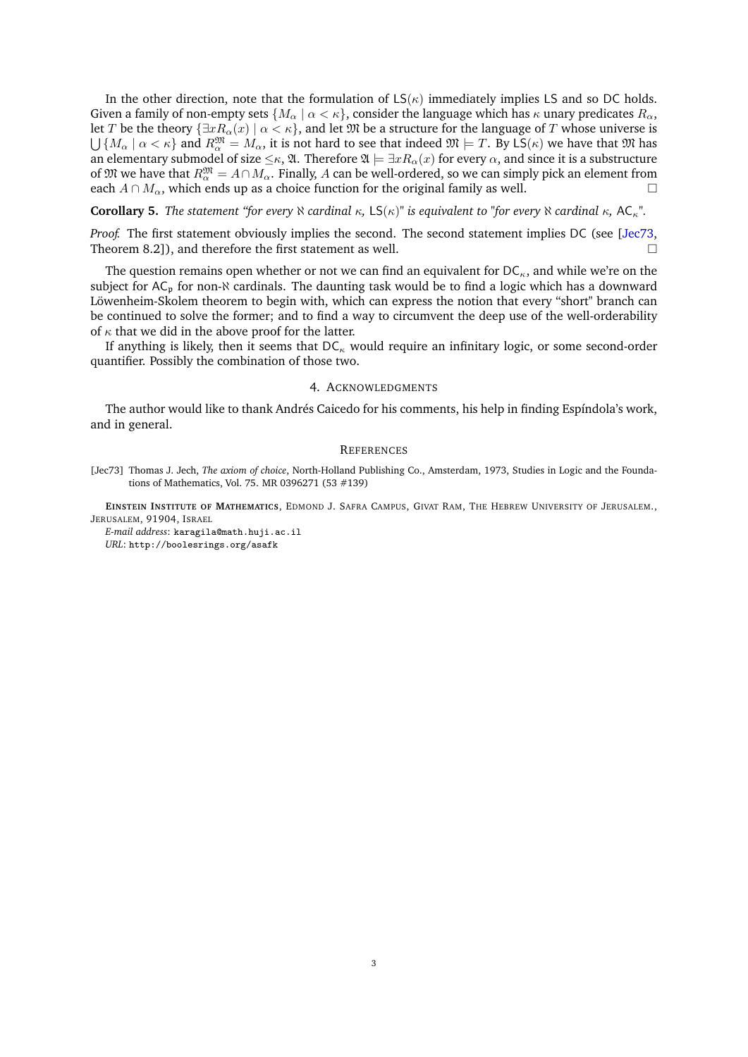In the other direction, note that the formulation of $\mathsf{LS}(\kappa)$ immediately implies LS and so DC holds. Given a family of non-empty sets $\{M_\alpha \mid \alpha < \kappa\}$, consider the language which has $\kappa$ unary predicates $R_\alpha$, let $T$ be the theory $\{\exists x R_\alpha(x) \mid \alpha < \kappa\}$, and let $\mathfrak{M}$ be a structure for the language of $T$ whose universe is $\bigcup\{M_\alpha \mid \alpha < \kappa\}$ and $R_\alpha^{\mathfrak{M}} = M_\alpha$, it is not hard to see that indeed $\mathfrak{M} \models T$. By $\mathsf{LS}(\kappa)$ we have that $\mathfrak{M}$ has an elementary submodel of size $\leq\kappa$, $\mathfrak{A}$. Therefore $\mathfrak{A} \models \exists x R_\alpha(x)$ for every $\alpha$, and since it is a substructure of $\mathfrak{M}$ we have that $R_\alpha^{\mathfrak{M}} = A \cap M_\alpha$. Finally, $A$ can be well-ordered, so we can simply pick an element from each $A \cap M_\alpha$, which ends up as a choice function for the original family as well. □

**Corollary 5.** *The statement "for every $\aleph$ cardinal $\kappa$, $\mathsf{LS}(\kappa)$" is equivalent to "for every $\aleph$ cardinal $\kappa$, $\mathsf{AC}_\kappa$".*

*Proof.* The first statement obviously implies the second. The second statement implies DC (see [Jec73, Theorem 8.2]), and therefore the first statement as well. □

The question remains open whether or not we can find an equivalent for $\mathsf{DC}_\kappa$, and while we're on the subject for $\mathsf{AC}_\mathfrak{p}$ for non-$\aleph$ cardinals. The daunting task would be to find a logic which has a downward Löwenheim-Skolem theorem to begin with, which can express the notion that every "short" branch can be continued to solve the former; and to find a way to circumvent the deep use of the well-orderability of $\kappa$ that we did in the above proof for the latter.

If anything is likely, then it seems that $\mathsf{DC}_\kappa$ would require an infinitary logic, or some second-order quantifier. Possibly the combination of those two.

## 4. Acknowledgments

The author would like to thank Andrés Caicedo for his comments, his help in finding Espíndola's work, and in general.

## References

[Jec73] Thomas J. Jech, *The axiom of choice*, North-Holland Publishing Co., Amsterdam, 1973, Studies in Logic and the Foundations of Mathematics, Vol. 75. MR 0396271 (53 #139)

**Einstein Institute of Mathematics**, Edmond J. Safra Campus, Givat Ram, The Hebrew University of Jerusalem., Jerusalem, 91904, Israel

*E-mail address*: karagila@math.huji.ac.il

*URL*: http://boolesrings.org/asafk